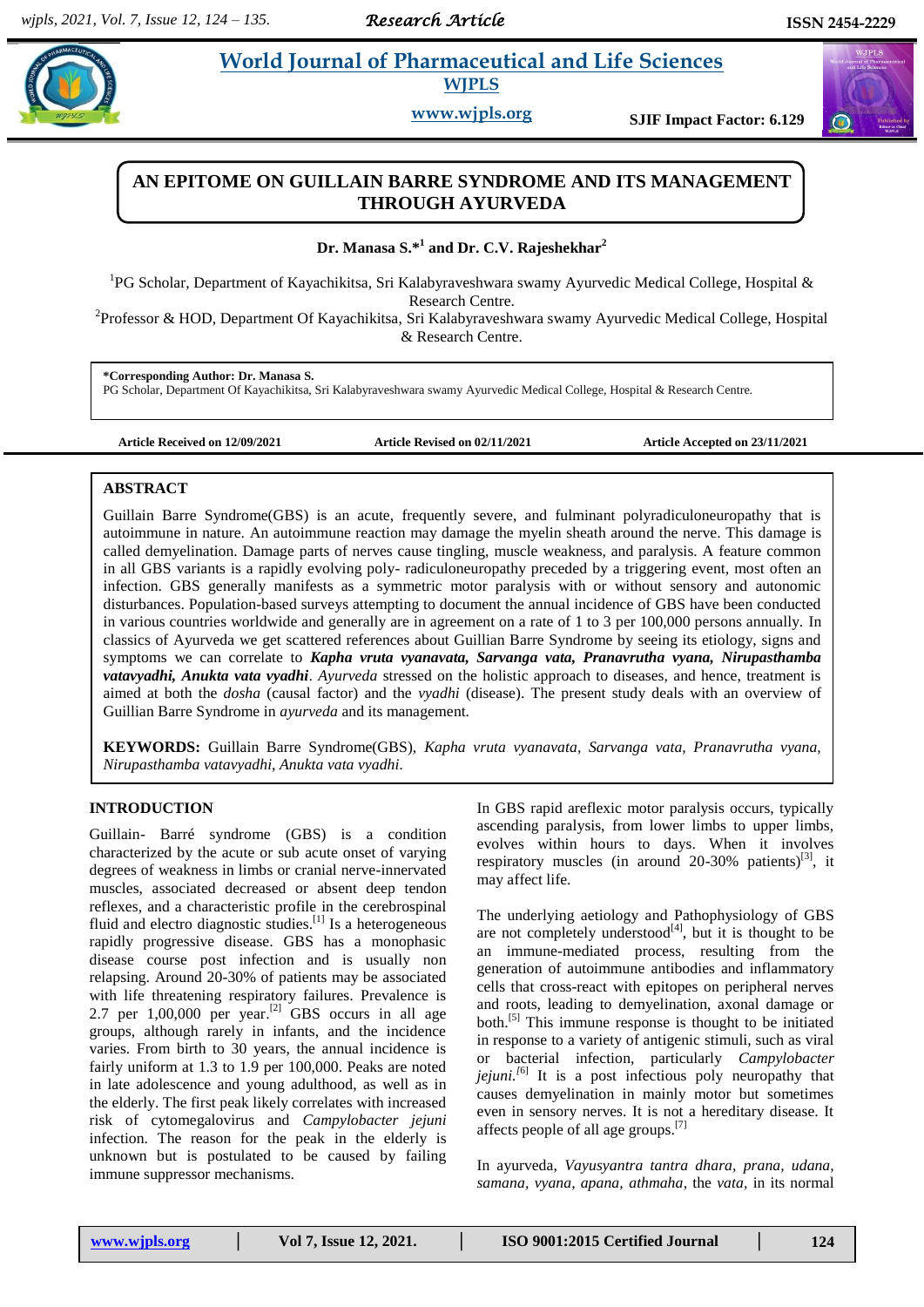# AN EPITOME ON GUILLAIN BARRE SYNDROME AND ITS MANAGEMENT THROUGH AYURVEDA

**Dr. Manasa S.*[1] and Dr. C.V. Rajeshekhar[2]**

[1]PG Scholar, Department of Kayachikitsa, Sri Kalabyraveshwara swamy Ayurvedic Medical College, Hospital & Research Centre.
[2]Professor & HOD, Department Of Kayachikitsa, Sri Kalabyraveshwara swamy Ayurvedic Medical College, Hospital & Research Centre.

**\*Corresponding Author: Dr. Manasa S.**
PG Scholar, Department Of Kayachikitsa, Sri Kalabyraveshwara swamy Ayurvedic Medical College, Hospital & Research Centre.

**Article Received on 12/09/2021** **Article Revised on 02/11/2021** **Article Accepted on 23/11/2021**

## ABSTRACT

Guillain Barre Syndrome(GBS) is an acute, frequently severe, and fulminant polyradiculoneuropathy that is autoimmune in nature. An autoimmune reaction may damage the myelin sheath around the nerve. This damage is called demyelination. Damage parts of nerves cause tingling, muscle weakness, and paralysis. A feature common in all GBS variants is a rapidly evolving poly- radiculoneuropathy preceded by a triggering event, most often an infection. GBS generally manifests as a symmetric motor paralysis with or without sensory and autonomic disturbances. Population-based surveys attempting to document the annual incidence of GBS have been conducted in various countries worldwide and generally are in agreement on a rate of 1 to 3 per 100,000 persons annually. In classics of Ayurveda we get scattered references about Guillian Barre Syndrome by seeing its etiology, signs and symptoms we can correlate to ***Kapha vruta vyanavata, Sarvanga vata, Pranavrutha vyana, Nirupasthamba vatavyadhi, Anukta vata vyadhi***. *Ayurveda* stressed on the holistic approach to diseases, and hence, treatment is aimed at both the *dosha* (causal factor) and the *vyadhi* (disease). The present study deals with an overview of Guillian Barre Syndrome in *ayurveda* and its management.

**KEYWORDS:** Guillain Barre Syndrome(GBS), *Kapha vruta vyanavata, Sarvanga vata, Pranavrutha vyana, Nirupasthamba vatavyadhi, Anukta vata vyadhi.*

## INTRODUCTION

Guillain- Barré syndrome (GBS) is a condition characterized by the acute or sub acute onset of varying degrees of weakness in limbs or cranial nerve-innervated muscles, associated decreased or absent deep tendon reflexes, and a characteristic profile in the cerebrospinal fluid and electro diagnostic studies.[1] Is a heterogeneous rapidly progressive disease. GBS has a monophasic disease course post infection and is usually non relapsing. Around 20-30% of patients may be associated with life threatening respiratory failures. Prevalence is 2.7 per 1,00,000 per year.[2] GBS occurs in all age groups, although rarely in infants, and the incidence varies. From birth to 30 years, the annual incidence is fairly uniform at 1.3 to 1.9 per 100,000. Peaks are noted in late adolescence and young adulthood, as well as in the elderly. The first peak likely correlates with increased risk of cytomegalovirus and *Campylobacter jejuni* infection. The reason for the peak in the elderly is unknown but is postulated to be caused by failing immune suppressor mechanisms.

In GBS rapid areflexic motor paralysis occurs, typically ascending paralysis, from lower limbs to upper limbs, evolves within hours to days. When it involves respiratory muscles (in around 20-30% patients)[3], it may affect life.

The underlying aetiology and Pathophysiology of GBS are not completely understood[4], but it is thought to be an immune-mediated process, resulting from the generation of autoimmune antibodies and inflammatory cells that cross-react with epitopes on peripheral nerves and roots, leading to demyelination, axonal damage or both.[5] This immune response is thought to be initiated in response to a variety of antigenic stimuli, such as viral or bacterial infection, particularly *Campylobacter jejuni.*[6] It is a post infectious poly neuropathy that causes demyelination in mainly motor but sometimes even in sensory nerves. It is not a hereditary disease. It affects people of all age groups.[7]

In ayurveda, *Vayusyantra tantra dhara, prana, udana, samana, vyana, apana, athmaha,* the *vata,* in its normal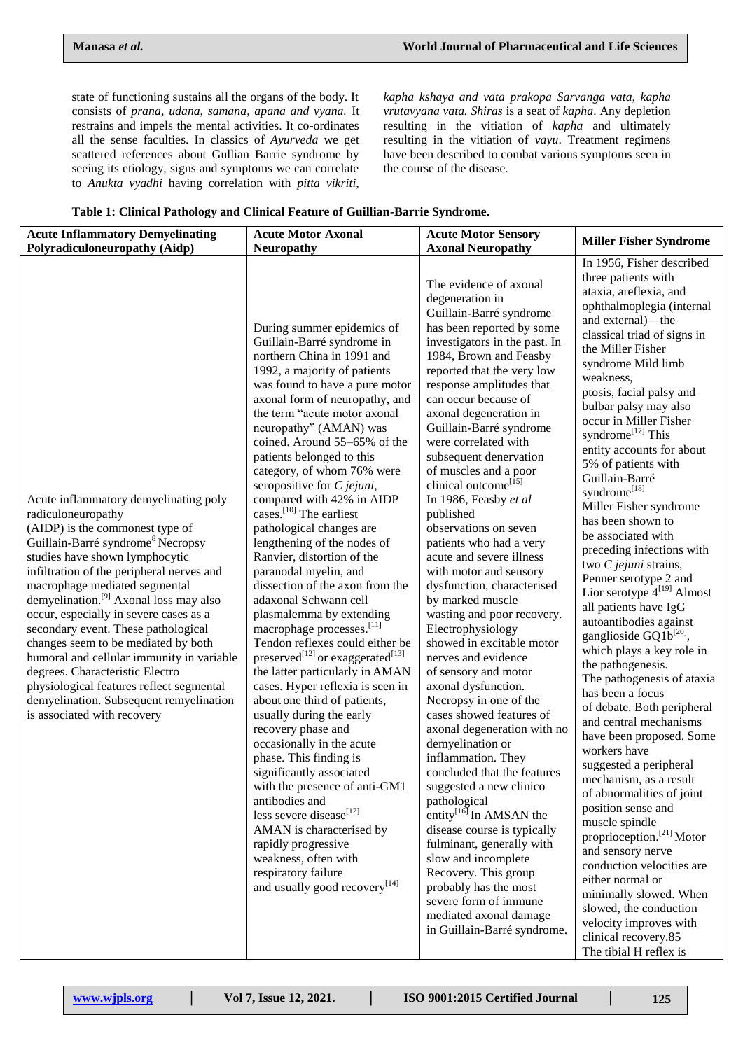state of functioning sustains all the organs of the body. It consists of *prana, udana, samana, apana and vyana.* It restrains and impels the mental activities. It co-ordinates all the sense faculties. In classics of *Ayurveda* we get scattered references about Gullian Barrie syndrome by seeing its etiology, signs and symptoms we can correlate to *Anukta vyadhi* having correlation with *pitta vikriti, kapha kshaya and vata prakopa Sarvanga vata, kapha vrutavyana vata. Shiras* is a seat of *kapha*. Any depletion resulting in the vitiation of *kapha* and ultimately resulting in the vitiation of *vayu*. Treatment regimens have been described to combat various symptoms seen in the course of the disease.

**Table 1: Clinical Pathology and Clinical Feature of Guillian-Barrie Syndrome.**

| Acute Inflammatory Demyelinating Polyradiculoneuropathy (Aidp) | Acute Motor Axonal Neuropathy | Acute Motor Sensory Axonal Neuropathy | Miller Fisher Syndrome |
|---|---|---|---|
| Acute inflammatory demyelinating poly radiculoneuropathy (AIDP) is the commonest type of Guillain-Barré syndrome[8] Necropsy studies have shown lymphocytic infiltration of the peripheral nerves and macrophage mediated segmental demyelination.[9] Axonal loss may also occur, especially in severe cases as a secondary event. These pathological changes seem to be mediated by both humoral and cellular immunity in variable degrees. Characteristic Electro physiological features reflect segmental demyelination. Subsequent remyelination is associated with recovery | During summer epidemics of Guillain-Barré syndrome in northern China in 1991 and 1992, a majority of patients was found to have a pure motor axonal form of neuropathy, and the term "acute motor axonal neuropathy" (AMAN) was coined. Around 55–65% of the patients belonged to this category, of whom 76% were seropositive for *C jejuni*, compared with 42% in AIDP cases.[10] The earliest pathological changes are lengthening of the nodes of Ranvier, distortion of the paranodal myelin, and dissection of the axon from the adaxonal Schwann cell plasmalemma by extending macrophage processes.[11] Tendon reflexes could either be preserved[12] or exaggerated[13] the latter particularly in AMAN cases. Hyper reflexia is seen in about one third of patients, usually during the early recovery phase and occasionally in the acute phase. This finding is significantly associated with the presence of anti-GM1 antibodies and less severe disease[12] AMAN is characterised by rapidly progressive weakness, often with respiratory failure and usually good recovery[14] | The evidence of axonal degeneration in Guillain-Barré syndrome has been reported by some investigators in the past. In 1984, Brown and Feasby reported that the very low response amplitudes that can occur because of axonal degeneration in Guillain-Barré syndrome were correlated with subsequent denervation of muscles and a poor clinical outcome[15] In 1986, Feasby *et al* published observations on seven patients who had a very acute and severe illness with motor and sensory dysfunction, characterised by marked muscle wasting and poor recovery. Electrophysiology showed in excitable motor nerves and evidence of sensory and motor axonal dysfunction. Necropsy in one of the cases showed features of axonal degeneration with no demyelination or inflammation. They concluded that the features suggested a new clinico pathological entity[16] In AMSAN the disease course is typically fulminant, generally with slow and incomplete Recovery. This group probably has the most severe form of immune mediated axonal damage in Guillain-Barré syndrome. | In 1956, Fisher described three patients with ataxia, areflexia, and ophthalmoplegia (internal and external)—the classical triad of signs in the Miller Fisher syndrome Mild limb weakness, ptosis, facial palsy and bulbar palsy may also occur in Miller Fisher syndrome[17] This entity accounts for about 5% of patients with Guillain-Barré syndrome[18] Miller Fisher syndrome has been shown to be associated with preceding infections with two *C jejuni* strains, Penner serotype 2 and Lior serotype 4[19] Almost all patients have IgG autoantibodies against ganglioside GQ1b[20], which plays a key role in the pathogenesis. The pathogenesis of ataxia has been a focus of debate. Both peripheral and central mechanisms have been proposed. Some workers have suggested a peripheral mechanism, as a result of abnormalities of joint position sense and muscle spindle proprioception.[21] Motor and sensory nerve conduction velocities are either normal or minimally slowed. When slowed, the conduction velocity improves with clinical recovery.85 The tibial H reflex is |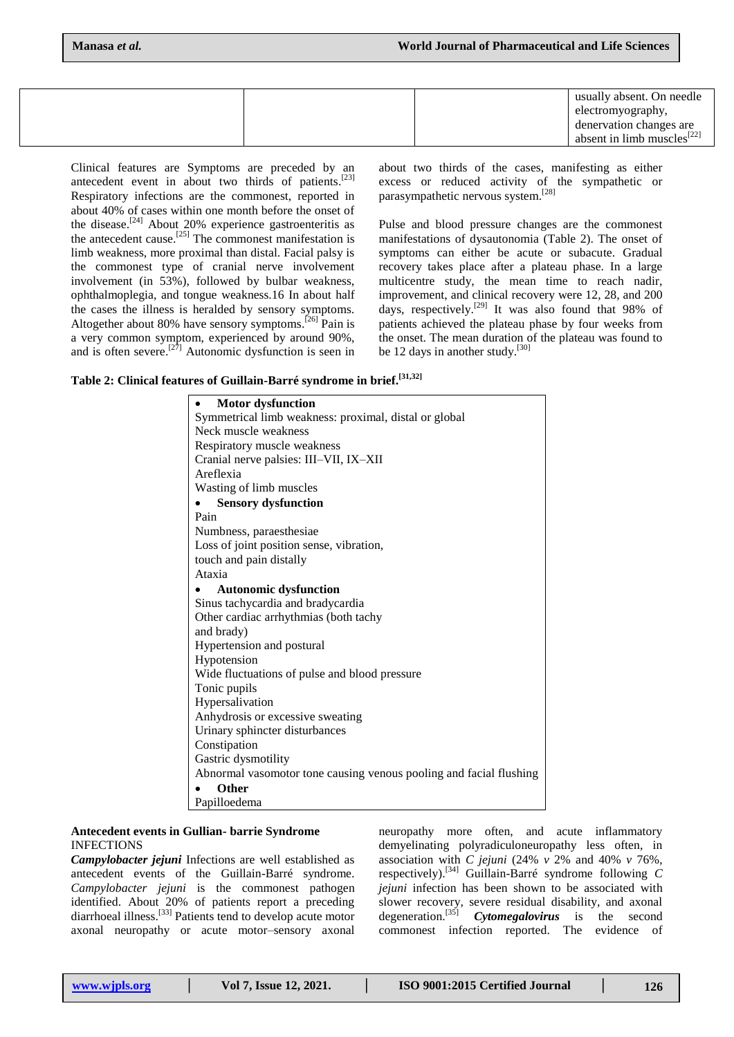| | | |
|---|---|---|
| | | usually absent. On needle electromyography, denervation changes are absent in limb muscles[22] |

Clinical features are Symptoms are preceded by an antecedent event in about two thirds of patients.[23] Respiratory infections are the commonest, reported in about 40% of cases within one month before the onset of the disease.[24] About 20% experience gastroenteritis as the antecedent cause.[25] The commonest manifestation is limb weakness, more proximal than distal. Facial palsy is the commonest type of cranial nerve involvement involvement (in 53%), followed by bulbar weakness, ophthalmoplegia, and tongue weakness.16 In about half the cases the illness is heralded by sensory symptoms. Altogether about 80% have sensory symptoms.[26] Pain is a very common symptom, experienced by around 90%, and is often severe.[27] Autonomic dysfunction is seen in about two thirds of the cases, manifesting as either excess or reduced activity of the sympathetic or parasympathetic nervous system.[28]

Pulse and blood pressure changes are the commonest manifestations of dysautonomia (Table 2). The onset of symptoms can either be acute or subacute. Gradual recovery takes place after a plateau phase. In a large multicentre study, the mean time to reach nadir, improvement, and clinical recovery were 12, 28, and 200 days, respectively.[29] It was also found that 98% of patients achieved the plateau phase by four weeks from the onset. The mean duration of the plateau was found to be 12 days in another study.[30]

**Table 2: Clinical features of Guillain-Barré syndrome in brief.[31,32]**

| |
|---|
| • **Motor dysfunction** |
| Symmetrical limb weakness: proximal, distal or global |
| Neck muscle weakness |
| Respiratory muscle weakness |
| Cranial nerve palsies: III–VII, IX–XII |
| Areflexia |
| Wasting of limb muscles |
| • **Sensory dysfunction** |
| Pain |
| Numbness, paraesthesiae |
| Loss of joint position sense, vibration, touch and pain distally |
| Ataxia |
| • **Autonomic dysfunction** |
| Sinus tachycardia and bradycardia |
| Other cardiac arrhythmias (both tachy and brady) |
| Hypertension and postural Hypotension |
| Wide fluctuations of pulse and blood pressure |
| Tonic pupils |
| Hypersalivation |
| Anhydrosis or excessive sweating |
| Urinary sphincter disturbances |
| Constipation |
| Gastric dysmotility |
| Abnormal vasomotor tone causing venous pooling and facial flushing |
| • **Other** |
| Papilloedema |

**Antecedent events in Gullian- barrie Syndrome**

INFECTIONS

***Campylobacter jejuni*** Infections are well established as antecedent events of the Guillain-Barré syndrome. *Campylobacter jejuni* is the commonest pathogen identified. About 20% of patients report a preceding diarrhoeal illness.[33] Patients tend to develop acute motor axonal neuropathy or acute motor–sensory axonal neuropathy more often, and acute inflammatory demyelinating polyradiculoneuropathy less often, in association with *C jejuni* (24% *v* 2% and 40% *v* 76%, respectively).[34] Guillain-Barré syndrome following *C jejuni* infection has been shown to be associated with slower recovery, severe residual disability, and axonal degeneration.[35] ***Cytomegalovirus*** is the second commonest infection reported. The evidence of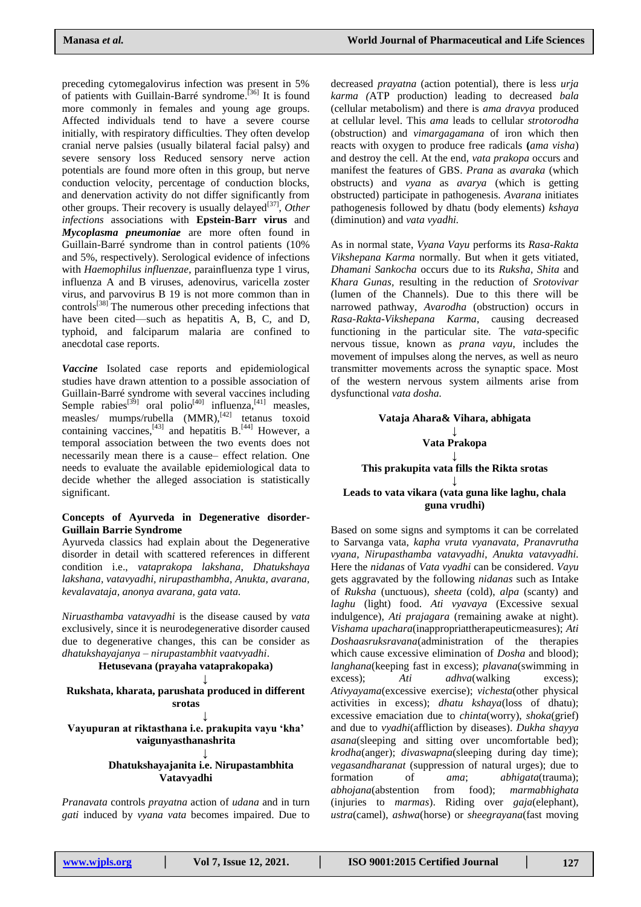preceding cytomegalovirus infection was present in 5% of patients with Guillain-Barré syndrome.[36] It is found more commonly in females and young age groups. Affected individuals tend to have a severe course initially, with respiratory difficulties. They often develop cranial nerve palsies (usually bilateral facial palsy) and severe sensory loss Reduced sensory nerve action potentials are found more often in this group, but nerve conduction velocity, percentage of conduction blocks, and denervation activity do not differ significantly from other groups. Their recovery is usually delayed[37], *Other infections* associations with **Epstein-Barr virus** and ***Mycoplasma pneumoniae*** are more often found in Guillain-Barré syndrome than in control patients (10% and 5%, respectively). Serological evidence of infections with *Haemophilus influenzae*, parainfluenza type 1 virus, influenza A and B viruses, adenovirus, varicella zoster virus, and parvovirus B 19 is not more common than in controls[38] The numerous other preceding infections that have been cited—such as hepatitis A, B, C, and D, typhoid, and falciparum malaria are confined to anecdotal case reports.

***Vaccine*** Isolated case reports and epidemiological studies have drawn attention to a possible association of Guillain-Barré syndrome with several vaccines including Semple rabies[39] oral polio[40] influenza,[41] measles, measles/ mumps/rubella (MMR),[42] tetanus toxoid containing vaccines,[43] and hepatitis B.[44] However, a temporal association between the two events does not necessarily mean there is a cause– effect relation. One needs to evaluate the available epidemiological data to decide whether the alleged association is statistically significant.

**Concepts of Ayurveda in Degenerative disorder-Guillain Barrie Syndrome**

Ayurveda classics had explain about the Degenerative disorder in detail with scattered references in different condition i.e., *vataprakopa lakshana, Dhatukshaya lakshana, vatavyadhi, nirupasthambha, Anukta, avarana, kevalavataja, anonya avarana, gata vata.*

*Niruasthamba vatavyadhi* is the disease caused by *vata* exclusively, since it is neurodegenerative disorder caused due to degenerative changes, this can be consider as *dhatukshayajanya – nirupastambhit vaatvyadhi*.

**Hetusevana (prayaha vataprakopaka)**

↓

**Rukshata, kharata, parushata produced in different srotas**

↓

**Vayupuran at riktasthana i.e. prakupita vayu 'kha' vaigunyasthanashrita**

↓

**Dhatukshayajanita i.e. Nirupastambhita Vatavyadhi**

*Pranavata* controls *prayatna* action of *udana* and in turn *gati* induced by *vyana vata* becomes impaired. Due to decreased *prayatna* (action potential), there is less *urja karma (*ATP production) leading to decreased *bala* (cellular metabolism) and there is *ama dravya* produced at cellular level. This *ama* leads to cellular *strotorodha* (obstruction) and *vimargagamana* of iron which then reacts with oxygen to produce free radicals **(***ama visha*) and destroy the cell. At the end, *vata prakopa* occurs and manifest the features of GBS. *Prana* as *avaraka* (which obstructs) and *vyana* as *avarya* (which is getting obstructed) participate in pathogenesis. *Avarana* initiates pathogenesis followed by dhatu (body elements) *kshaya* (diminution) and *vata vyadhi.*

As in normal state, *Vyana Vayu* performs its *Rasa-Rakta Vikshepana Karma* normally. But when it gets vitiated, *Dhamani Sankocha* occurs due to its *Ruksha, Shita* and *Khara Gunas,* resulting in the reduction of *Srotovivar* (lumen of the Channels). Due to this there will be narrowed pathway, *Avarodha* (obstruction) occurs in *Rasa-Rakta-Vikshepana Karma*, causing decreased functioning in the particular site. The *vata*-specific nervous tissue, known as *prana vayu,* includes the movement of impulses along the nerves, as well as neuro transmitter movements across the synaptic space. Most of the western nervous system ailments arise from dysfunctional *vata dosha.*

**Vataja Ahara& Vihara, abhigata**

↓

**Vata Prakopa**

↓

**This prakupita vata fills the Rikta srotas**

↓

**Leads to vata vikara (vata guna like laghu, chala guna vrudhi)**

Based on some signs and symptoms it can be correlated to Sarvanga vata, *kapha vruta vyanavata, Pranavrutha vyana, Nirupasthamba vatavyadhi, Anukta vatavyadhi.* Here the *nidanas* of *Vata vyadhi* can be considered. *Vayu* gets aggravated by the following *nidanas* such as Intake of *Ruksha* (unctuous), *sheeta* (cold), *alpa* (scanty) and *laghu* (light) food. *Ati vyavaya* (Excessive sexual indulgence), *Ati prajagara* (remaining awake at night). *Vishama upachara*(inappropriatetherapeuticmeasures); *Ati Doshaasruksravana*(administration of the therapies which cause excessive elimination of *Dosha* and blood); *langhana*(keeping fast in excess); *plavana*(swimming in excess); *Ati adhva*(walking excess); *Ativyayama*(excessive exercise); *vichesta*(other physical activities in excess); *dhatu kshaya*(loss of dhatu); excessive emaciation due to *chinta*(worry), *shoka*(grief) and due to *vyadhi*(affliction by diseases). *Dukha shayya asana*(sleeping and sitting over uncomfortable bed); *krodha*(anger); *divaswapna*(sleeping during day time); *vegasandharanat* (suppression of natural urges); due to formation of *ama*; *abhigata*(trauma); *abhojana*(abstention from food); *marmabhighata* (injuries to *marmas*). Riding over *gaja*(elephant), *ustra*(camel), *ashwa*(horse) or *sheegrayana*(fast moving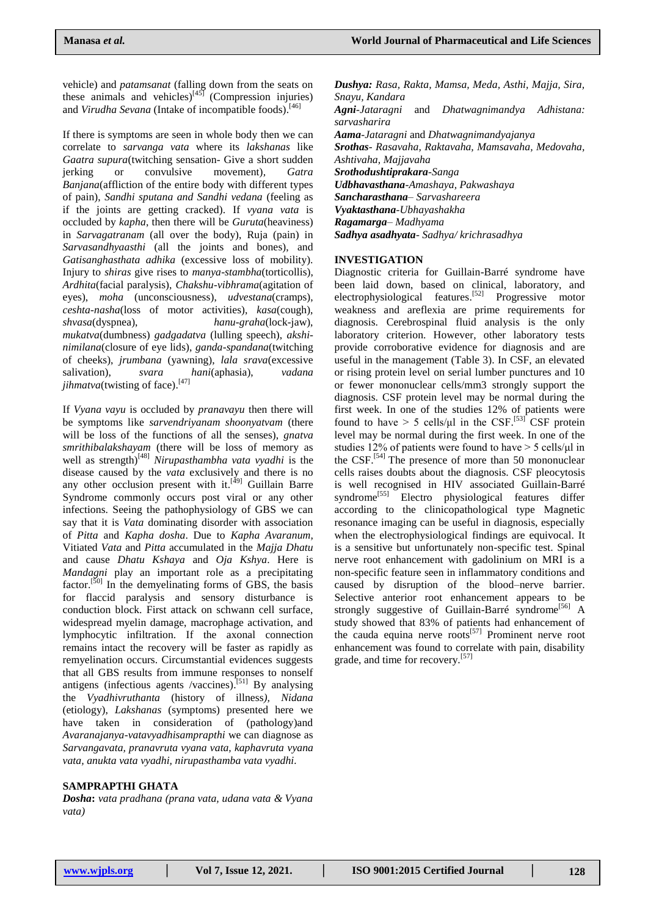vehicle) and *patamsanat* (falling down from the seats on these animals and vehicles)[45] (Compression injuries) and *Virudha Sevana* (Intake of incompatible foods).[46]

If there is symptoms are seen in whole body then we can correlate to *sarvanga vata* where its *lakshanas* like *Gaatra supura*(twitching sensation- Give a short sudden jerking or convulsive movement), *Gatra Banjana*(affliction of the entire body with different types of pain), *Sandhi sputana and Sandhi vedana* (feeling as if the joints are getting cracked). If *vyana vata* is occluded by *kapha*, then there will be *Guruta*(heaviness) in *Sarvagatranam* (all over the body), Ruja (pain) in *Sarvasandhyaasthi* (all the joints and bones), and *Gatisanghasthata adhika* (excessive loss of mobility). Injury to *shiras* give rises to *manya-stambha*(torticollis), *Ardhita*(facial paralysis), *Chakshu-vibhrama*(agitation of eyes), *moha* (unconsciousness), *udvestana*(cramps), *ceshta-nasha*(loss of motor activities), *kasa*(cough), *shvasa*(dyspnea), *hanu-graha*(lock-jaw), *mukatva*(dumbness) *gadgadatva* (lulling speech), *akshi-nimilana*(closure of eye lids), *ganda-spandana*(twitching of cheeks), *jrumbana* (yawning), *lala srava*(excessive salivation), *svara hani*(aphasia), *vadana jihmatva*(twisting of face).[47]

If *Vyana vayu* is occluded by *pranavayu* then there will be symptoms like *sarvendriyanam shoonyatvam* (there will be loss of the functions of all the senses), *gnatva smrithibalakshayam* (there will be loss of memory as well as strength)[48] *Nirupasthambha vata vyadhi* is the disease caused by the *vata* exclusively and there is no any other occlusion present with it.[49] Guillain Barre Syndrome commonly occurs post viral or any other infections. Seeing the pathophysiology of GBS we can say that it is *Vata* dominating disorder with association of *Pitta* and *Kapha dosha*. Due to *Kapha Avaranum*, Vitiated *Vata* and *Pitta* accumulated in the *Majja Dhatu* and cause *Dhatu Kshaya* and *Oja Kshya*. Here is *Mandagni* play an important role as a precipitating factor.[50] In the demyelinating forms of GBS, the basis for flaccid paralysis and sensory disturbance is conduction block. First attack on schwann cell surface, widespread myelin damage, macrophage activation, and lymphocytic infiltration. If the axonal connection remains intact the recovery will be faster as rapidly as remyelination occurs. Circumstantial evidences suggests that all GBS results from immune responses to nonself antigens (infectious agents /vaccines).[51] By analysing the *Vyadhivruthanta* (history of illness), *Nidana* (etiology), *Lakshanas* (symptoms) presented here we have taken in consideration of (pathology)and *Avaranajanya-vatavyadhisamprapthi* we can diagnose as *Sarvangavata, pranavruta vyana vata, kaphavruta vyana vata, anukta vata vyadhi, nirupasthamba vata vyadhi.*

## SAMPRAPTHI GHATA

***Dosha*****:** *vata pradhana (prana vata, udana vata & Vyana vata)*

***Dushya:*** *Rasa, Rakta, Mamsa, Meda, Asthi, Majja, Sira, Snayu, Kandara*

***Agni****-Jataragni* and *Dhatwagnimandya Adhistana: sarvasharira*

***Aama****-Jataragni* and *Dhatwagnimandyajanya*

***Srothas****- Rasavaha, Raktavaha, Mamsavaha, Medovaha, Ashtivaha, Majjavaha*

***Srothodushtiprakara****-Sanga*

***Udbhavasthana****-Amashaya, Pakwashaya*

***Sancharasthana****– Sarvashareera*

***Vyaktasthana****-Ubhayashakha*

***Ragamarga****– Madhyama*

***Sadhya asadhyata****- Sadhya/ krichrasadhya*

## INVESTIGATION

Diagnostic criteria for Guillain-Barré syndrome have been laid down, based on clinical, laboratory, and electrophysiological features.[52] Progressive motor weakness and areflexia are prime requirements for diagnosis. Cerebrospinal fluid analysis is the only laboratory criterion. However, other laboratory tests provide corroborative evidence for diagnosis and are useful in the management (Table 3). In CSF, an elevated or rising protein level on serial lumber punctures and 10 or fewer mononuclear cells/mm3 strongly support the diagnosis. CSF protein level may be normal during the first week. In one of the studies 12% of patients were found to have > 5 cells/μl in the CSF.[53] CSF protein level may be normal during the first week. In one of the studies 12% of patients were found to have > 5 cells/μl in the CSF.[54] The presence of more than 50 mononuclear cells raises doubts about the diagnosis. CSF pleocytosis is well recognised in HIV associated Guillain-Barré syndrome[55] Electro physiological features differ according to the clinicopathological type Magnetic resonance imaging can be useful in diagnosis, especially when the electrophysiological findings are equivocal. It is a sensitive but unfortunately non-specific test. Spinal nerve root enhancement with gadolinium on MRI is a non-specific feature seen in inflammatory conditions and caused by disruption of the blood–nerve barrier. Selective anterior root enhancement appears to be strongly suggestive of Guillain-Barré syndrome[56] A study showed that 83% of patients had enhancement of the cauda equina nerve roots[57] Prominent nerve root enhancement was found to correlate with pain, disability grade, and time for recovery.[57]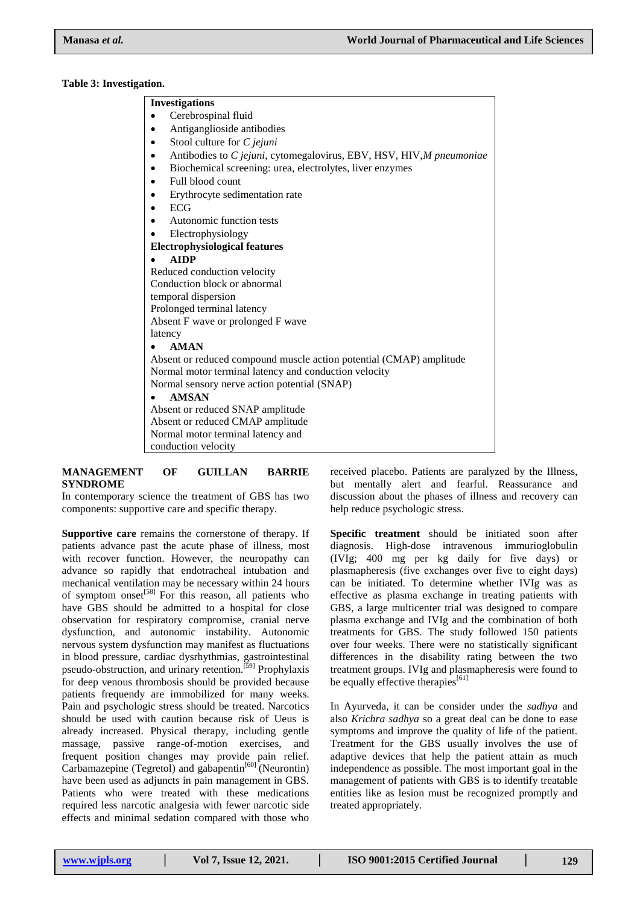**Table 3: Investigation.**

| **Investigations** |
|---|
| • Cerebrospinal fluid |
| • Antiganglioside antibodies |
| • Stool culture for *C jejuni* |
| • Antibodies to *C jejuni*, cytomegalovirus, EBV, HSV, HIV,*M pneumoniae* |
| • Biochemical screening: urea, electrolytes, liver enzymes |
| • Full blood count |
| • Erythrocyte sedimentation rate |
| • ECG |
| • Autonomic function tests |
| • Electrophysiology |
| **Electrophysiological features** |
| • **AIDP** |
| Reduced conduction velocity |
| Conduction block or abnormal temporal dispersion |
| Prolonged terminal latency |
| Absent F wave or prolonged F wave latency |
| • **AMAN** |
| Absent or reduced compound muscle action potential (CMAP) amplitude |
| Normal motor terminal latency and conduction velocity |
| Normal sensory nerve action potential (SNAP) |
| • **AMSAN** |
| Absent or reduced SNAP amplitude |
| Absent or reduced CMAP amplitude |
| Normal motor terminal latency and conduction velocity |

## MANAGEMENT OF GUILLAN BARRIE SYNDROME

In contemporary science the treatment of GBS has two components: supportive care and specific therapy.

**Supportive care** remains the cornerstone of therapy. If patients advance past the acute phase of illness, most with recover function. However, the neuropathy can advance so rapidly that endotracheal intubation and mechanical ventilation may be necessary within 24 hours of symptom onset[58] For this reason, all patients who have GBS should be admitted to a hospital for close observation for respiratory compromise, cranial nerve dysfunction, and autonomic instability. Autonomic nervous system dysfunction may manifest as fluctuations in blood pressure, cardiac dysrhythmias, gastrointestinal pseudo-obstruction, and urinary retention.[59] Prophylaxis for deep venous thrombosis should be provided because patients frequently are immobilized for many weeks. Pain and psychologic stress should be treated. Narcotics should be used with caution because risk of Ueus is already increased. Physical therapy, including gentle massage, passive range-of-motion exercises, and frequent position changes may provide pain relief. Carbamazepine (Tegretol) and gabapentin[60] (Neurontin) have been used as adjuncts in pain management in GBS. Patients who were treated with these medications required less narcotic analgesia with fewer narcotic side effects and minimal sedation compared with those who received placebo. Patients are paralyzed by the Illness, but mentally alert and fearful. Reassurance and discussion about the phases of illness and recovery can help reduce psychologic stress.

**Specific treatment** should be initiated soon after diagnosis. High-dose intravenous immurioglobulin (IVIg; 400 mg per kg daily for five days) or plasmapheresis (five exchanges over five to eight days) can be initiated. To determine whether IVIg was as effective as plasma exchange in treating patients with GBS, a large multicenter trial was designed to compare plasma exchange and IVIg and the combination of both treatments for GBS. The study followed 150 patients over four weeks. There were no statistically significant differences in the disability rating between the two treatment groups. IVIg and plasmapheresis were found to be equally effective therapies[61]

In Ayurveda, it can be consider under the *sadhya* and also *Krichra sadhya* so a great deal can be done to ease symptoms and improve the quality of life of the patient. Treatment for the GBS usually involves the use of adaptive devices that help the patient attain as much independence as possible. The most important goal in the management of patients with GBS is to identify treatable entities like as lesion must be recognized promptly and treated appropriately.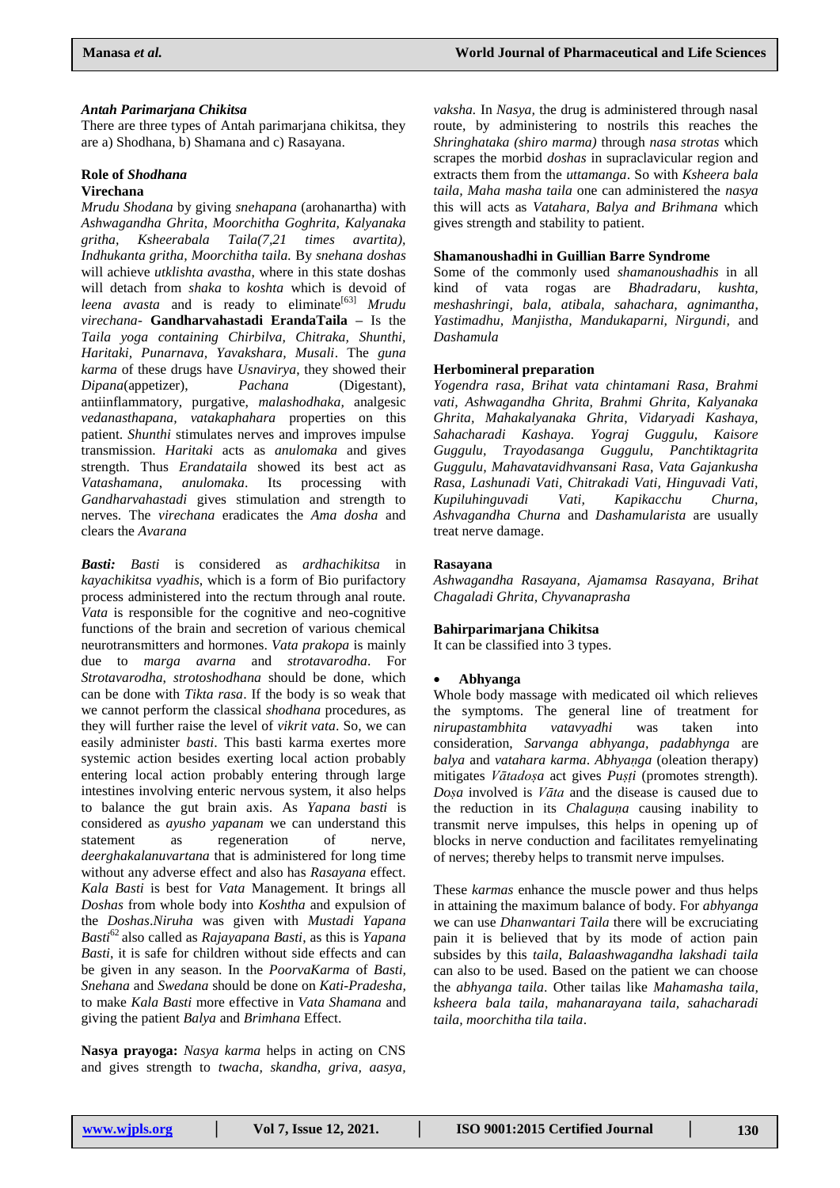***Antah Parimarjana Chikitsa***

There are three types of Antah parimarjana chikitsa, they are a) Shodhana, b) Shamana and c) Rasayana.

**Role of *Shodhana***

**Virechana**

*Mrudu Shodana* by giving *snehapana* (arohanartha) with *Ashwagandha Ghrita, Moorchitha Goghrita, Kalyanaka gritha, Ksheerabala Taila(7,21 times avartita), Indhukanta gritha, Moorchitha taila.* By *snehana doshas* will achieve *utklishta avastha*, where in this state doshas will detach from *shaka* to *koshta* which is devoid of *leena avasta* and is ready to eliminate[63] *Mrudu virechana*- **Gandharvahastadi ErandaTaila –** Is the *Taila yoga containing Chirbilva, Chitraka, Shunthi, Haritaki, Punarnava, Yavakshara, Musali*. The *guna karma* of these drugs have *Usnavirya*, they showed their *Dipana*(appetizer), *Pachana* (Digestant), antiinflammatory, purgative, *malashodhaka,* analgesic *vedanasthapana, vatakaphahara* properties on this patient. *Shunthi* stimulates nerves and improves impulse transmission. *Haritaki* acts as *anulomaka* and gives strength. Thus *Erandataila* showed its best as *Vatashamana, anulomaka*. Its processing with *Gandharvahastadi* gives stimulation and strength to nerves. The *virechana* eradicates the *Ama dosha* and clears the *Avarana*

***Basti:*** *Basti* is considered as *ardhachikitsa* in *kayachikitsa vyadhis*, which is a form of Bio purifactory process administered into the rectum through anal route. *Vata* is responsible for the cognitive and neo-cognitive functions of the brain and secretion of various chemical neurotransmitters and hormones. *Vata prakopa* is mainly due to *marga avarna* and *strotavarodha*. For *Strotavarodha*, *strotoshodhana* should be done, which can be done with *Tikta rasa*. If the body is so weak that we cannot perform the classical *shodhana* procedures, as they will further raise the level of *vikrit vata*. So, we can easily administer *basti*. This basti karma exertes more systemic action besides exerting local action probably entering local action probably entering through large intestines involving enteric nervous system, it also helps to balance the gut brain axis. As *Yapana basti* is considered as *ayusho yapanam* we can understand this statement as regeneration of nerve, *deerghakalanuvartana* that is administered for long time without any adverse effect and also has *Rasayana* effect. *Kala Basti* is best for *Vata* Management. It brings all *Doshas* from whole body into *Koshtha* and expulsion of the *Doshas*.*Niruha* was given with *Mustadi Yapana Basti*[62] also called as *Rajayapana Basti,* as this is *Yapana Basti*, it is safe for children without side effects and can be given in any season. In the *PoorvaKarma* of *Basti, Snehana* and *Swedana* should be done on *Kati-Pradesha,* to make *Kala Basti* more effective in *Vata Shamana* and giving the patient *Balya* and *Brimhana* Effect.

**Nasya prayoga:** *Nasya karma* helps in acting on CNS and gives strength to *twacha, skandha, griva, aasya, vaksha.* In *Nasya,* the drug is administered through nasal route, by administering to nostrils this reaches the *Shringhataka (shiro marma)* through *nasa strotas* which scrapes the morbid *doshas* in supraclavicular region and extracts them from the *uttamanga*. So with *Ksheera bala taila, Maha masha taila* one can administered the *nasya* this will acts as *Vatahara, Balya and Brihmana* which gives strength and stability to patient.

**Shamanoushadhi in Guillian Barre Syndrome**

Some of the commonly used *shamanoushadhis* in all kind of vata rogas are *Bhadradaru, kushta, meshashringi, bala, atibala, sahachara, agnimantha, Yastimadhu, Manjistha, Mandukaparni, Nirgundi,* and *Dashamula*

**Herbomineral preparation**

*Yogendra rasa, Brihat vata chintamani Rasa, Brahmi vati, Ashwagandha Ghrita, Brahmi Ghrita, Kalyanaka Ghrita, Mahakalyanaka Ghrita, Vidaryadi Kashaya, Sahacharadi Kashaya. Yograj Guggulu, Kaisore Guggulu, Trayodasanga Guggulu, Panchtiktagrita Guggulu, Mahavatavidhvansani Rasa, Vata Gajankusha Rasa, Lashunadi Vati, Chitrakadi Vati, Hinguvadi Vati, Kupiluhinguvadi Vati, Kapikacchu Churna, Ashvagandha Churna* and *Dashamularista* are usually treat nerve damage.

**Rasayana**

*Ashwagandha Rasayana, Ajamamsa Rasayana, Brihat Chagaladi Ghrita, Chyvanaprasha*

**Bahirparimarjana Chikitsa**

It can be classified into 3 types.

- **Abhyanga**

Whole body massage with medicated oil which relieves the symptoms. The general line of treatment for *nirupastambhita vatavyadhi* was taken into consideration, *Sarvanga abhyanga, padabhynga* are *balya* and *vatahara karma*. *Abhyaṇga* (oleation therapy) mitigates *Vātadoṣa* act gives *Puṣṭi* (promotes strength). *Doṣa* involved is *Vāta* and the disease is caused due to the reduction in its *Chalaguṇa* causing inability to transmit nerve impulses, this helps in opening up of blocks in nerve conduction and facilitates remyelinating of nerves; thereby helps to transmit nerve impulses.

These *karmas* enhance the muscle power and thus helps in attaining the maximum balance of body. For *abhyanga* we can use *Dhanwantari Taila* there will be excruciating pain it is believed that by its mode of action pain subsides by this *taila*, *Balaashwagandha lakshadi taila* can also to be used. Based on the patient we can choose the *abhyanga taila*. Other tailas like *Mahamasha taila, ksheera bala taila, mahanarayana taila, sahacharadi taila, moorchitha tila taila*.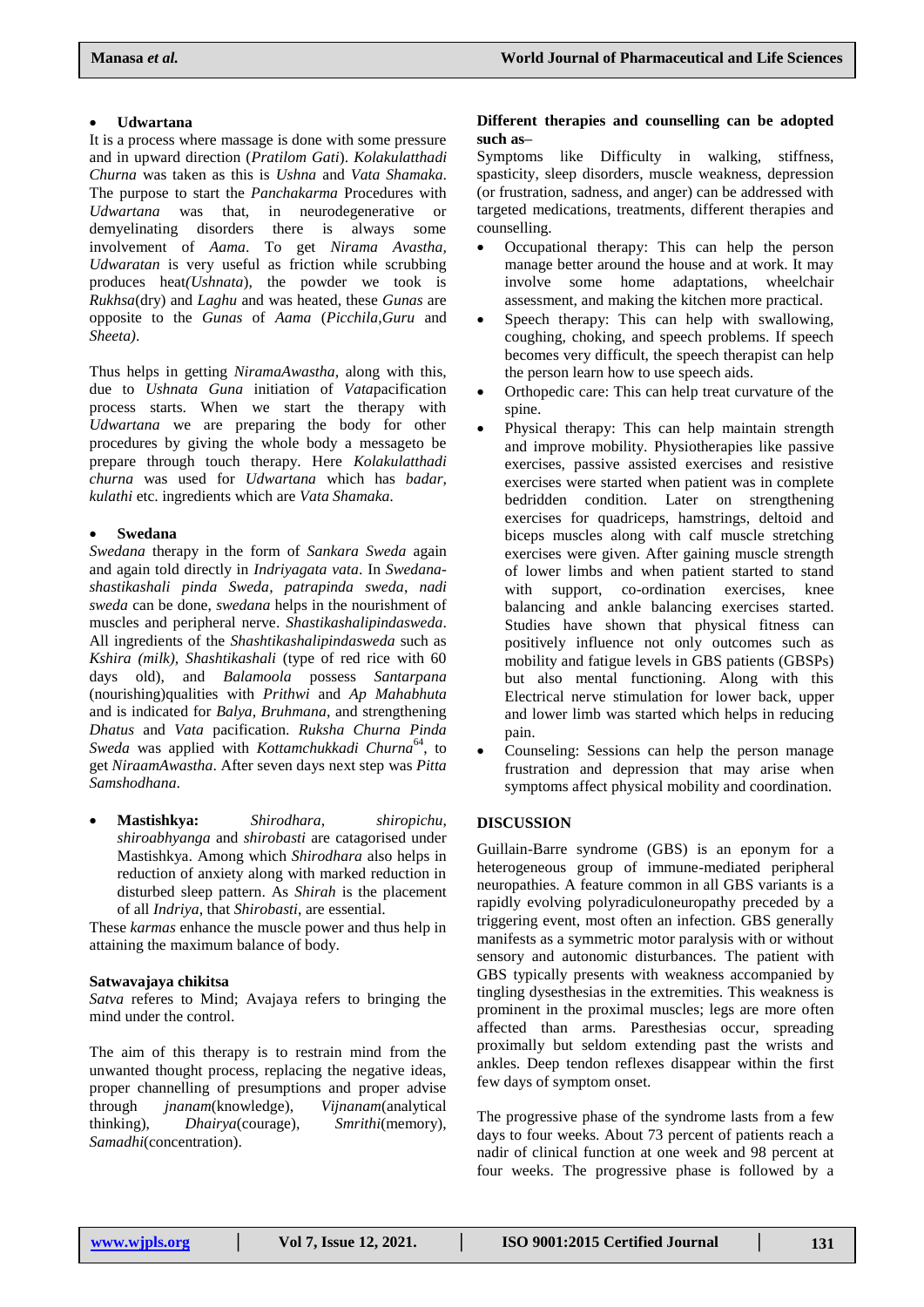- **Udwartana**

It is a process where massage is done with some pressure and in upward direction (*Pratilom Gati*). *Kolakulatthadi Churna* was taken as this is *Ushna* and *Vata Shamaka*. The purpose to start the *Panchakarma* Procedures with *Udwartana* was that, in neurodegenerative or demyelinating disorders there is always some involvement of *Aama*. To get *Nirama Avastha, Udwaratan* is very useful as friction while scrubbing produces heat*(Ushnata*), the powder we took is *Rukhsa*(dry) and *Laghu* and was heated, these *Gunas* are opposite to the *Gunas* of *Aama* (*Picchila,Guru* and *Sheeta)*.

Thus helps in getting *NiramaAwastha*, along with this, due to *Ushnata Guna* initiation of *Vata*pacification process starts. When we start the therapy with *Udwartana* we are preparing the body for other procedures by giving the whole body a messageto be prepare through touch therapy. Here *Kolakulatthadi churna* was used for *Udwartana* which has *badar, kulathi* etc. ingredients which are *Vata Shamaka*.

- **Swedana**

*Swedana* therapy in the form of *Sankara Sweda* again and again told directly in *Indriyagata vata*. In *Swedana-shastikashali pinda Sweda*, *patrapinda sweda*, *nadi sweda* can be done, *swedana* helps in the nourishment of muscles and peripheral nerve. *Shastikashalipindasweda*. All ingredients of the *Shashtikashalipindasweda* such as *Kshira (milk), Shashtikashali* (type of red rice with 60 days old), and *Balamoola* possess *Santarpana* (nourishing)qualities with *Prithwi* and *Ap Mahabhuta* and is indicated for *Balya, Bruhmana*, and strengthening *Dhatus* and *Vata* pacification. *Ruksha Churna Pinda Sweda* was applied with *Kottamchukkadi Churna*[64], to get *NiraamAwastha*. After seven days next step was *Pitta Samshodhana*.

- **Mastishkya:** *Shirodhara*, *shiropichu*, *shiroabhyanga* and *shirobasti* are catagorised under Mastishkya. Among which *Shirodhara* also helps in reduction of anxiety along with marked reduction in disturbed sleep pattern. As *Shirah* is the placement of all *Indriya*, that *Shirobasti*, are essential.

These *karmas* enhance the muscle power and thus help in attaining the maximum balance of body.

**Satwavajaya chikitsa**

*Satva* referes to Mind; Avajaya refers to bringing the mind under the control.

The aim of this therapy is to restrain mind from the unwanted thought process, replacing the negative ideas, proper channelling of presumptions and proper advise through *jnanam*(knowledge), *Vijnanam*(analytical thinking), *Dhairya*(courage), *Smrithi*(memory), *Samadhi*(concentration).

**Different therapies and counselling can be adopted such as–**

Symptoms like Difficulty in walking, stiffness, spasticity, sleep disorders, muscle weakness, depression (or frustration, sadness, and anger) can be addressed with targeted medications, treatments, different therapies and counselling.

- Occupational therapy: This can help the person manage better around the house and at work. It may involve some home adaptations, wheelchair assessment, and making the kitchen more practical.
- Speech therapy: This can help with swallowing, coughing, choking, and speech problems. If speech becomes very difficult, the speech therapist can help the person learn how to use speech aids.
- Orthopedic care: This can help treat curvature of the spine.
- Physical therapy: This can help maintain strength and improve mobility. Physiotherapies like passive exercises, passive assisted exercises and resistive exercises were started when patient was in complete bedridden condition. Later on strengthening exercises for quadriceps, hamstrings, deltoid and biceps muscles along with calf muscle stretching exercises were given. After gaining muscle strength of lower limbs and when patient started to stand with support, co-ordination exercises, knee balancing and ankle balancing exercises started. Studies have shown that physical fitness can positively influence not only outcomes such as mobility and fatigue levels in GBS patients (GBSPs) but also mental functioning. Along with this Electrical nerve stimulation for lower back, upper and lower limb was started which helps in reducing pain.
- Counseling: Sessions can help the person manage frustration and depression that may arise when symptoms affect physical mobility and coordination.

## DISCUSSION

Guillain-Barre syndrome (GBS) is an eponym for a heterogeneous group of immune-mediated peripheral neuropathies. A feature common in all GBS variants is a rapidly evolving polyradiculoneuropathy preceded by a triggering event, most often an infection. GBS generally manifests as a symmetric motor paralysis with or without sensory and autonomic disturbances. The patient with GBS typically presents with weakness accompanied by tingling dysesthesias in the extremities. This weakness is prominent in the proximal muscles; legs are more often affected than arms. Paresthesias occur, spreading proximally but seldom extending past the wrists and ankles. Deep tendon reflexes disappear within the first few days of symptom onset.

The progressive phase of the syndrome lasts from a few days to four weeks. About 73 percent of patients reach a nadir of clinical function at one week and 98 percent at four weeks. The progressive phase is followed by a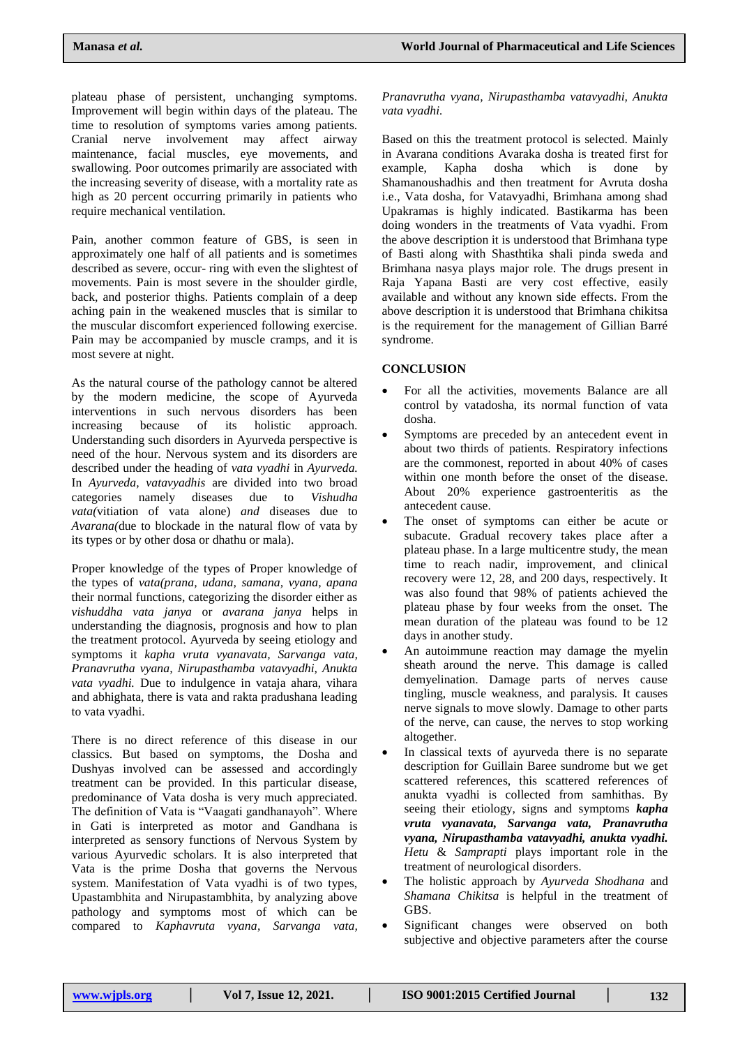plateau phase of persistent, unchanging symptoms. Improvement will begin within days of the plateau. The time to resolution of symptoms varies among patients. Cranial nerve involvement may affect airway maintenance, facial muscles, eye movements, and swallowing. Poor outcomes primarily are associated with the increasing severity of disease, with a mortality rate as high as 20 percent occurring primarily in patients who require mechanical ventilation.

Pain, another common feature of GBS, is seen in approximately one half of all patients and is sometimes described as severe, occur- ring with even the slightest of movements. Pain is most severe in the shoulder girdle, back, and posterior thighs. Patients complain of a deep aching pain in the weakened muscles that is similar to the muscular discomfort experienced following exercise. Pain may be accompanied by muscle cramps, and it is most severe at night.

As the natural course of the pathology cannot be altered by the modern medicine, the scope of Ayurveda interventions in such nervous disorders has been increasing because of its holistic approach. Understanding such disorders in Ayurveda perspective is need of the hour. Nervous system and its disorders are described under the heading of *vata vyadhi* in *Ayurveda.* In *Ayurveda, vatavyadhis* are divided into two broad categories namely diseases due to *Vishudha vata*(vitiation of vata alone) *and* diseases due to *Avarana(*due to blockade in the natural flow of vata by its types or by other dosa or dhathu or mala).

Proper knowledge of the types of Proper knowledge of the types of *vata(prana, udana, samana, vyana, apana* their normal functions, categorizing the disorder either as *vishuddha vata janya* or *avarana janya* helps in understanding the diagnosis, prognosis and how to plan the treatment protocol. Ayurveda by seeing etiology and symptoms it *kapha vruta vyanavata, Sarvanga vata, Pranavrutha vyana, Nirupasthamba vatavyadhi, Anukta vata vyadhi.* Due to indulgence in vataja ahara, vihara and abhighata, there is vata and rakta pradushana leading to vata vyadhi.

There is no direct reference of this disease in our classics. But based on symptoms, the Dosha and Dushyas involved can be assessed and accordingly treatment can be provided. In this particular disease, predominance of Vata dosha is very much appreciated. The definition of Vata is "Vaagati gandhanayoh". Where in Gati is interpreted as motor and Gandhana is interpreted as sensory functions of Nervous System by various Ayurvedic scholars. It is also interpreted that Vata is the prime Dosha that governs the Nervous system. Manifestation of Vata vyadhi is of two types, Upastambhita and Nirupastambhita, by analyzing above pathology and symptoms most of which can be compared to *Kaphavruta vyana*, *Sarvanga vata, Pranavrutha vyana, Nirupasthamba vatavyadhi, Anukta vata vyadhi.*

Based on this the treatment protocol is selected. Mainly in Avarana conditions Avaraka dosha is treated first for example, Kapha dosha which is done by Shamanoushadhis and then treatment for Avruta dosha i.e., Vata dosha, for Vatavyadhi, Brimhana among shad Upakramas is highly indicated. Bastikarma has been doing wonders in the treatments of Vata vyadhi. From the above description it is understood that Brimhana type of Basti along with Shasthtika shali pinda sweda and Brimhana nasya plays major role. The drugs present in Raja Yapana Basti are very cost effective, easily available and without any known side effects. From the above description it is understood that Brimhana chikitsa is the requirement for the management of Gillian Barré syndrome.

## CONCLUSION

- For all the activities, movements Balance are all control by vatadosha, its normal function of vata dosha.
- Symptoms are preceded by an antecedent event in about two thirds of patients. Respiratory infections are the commonest, reported in about 40% of cases within one month before the onset of the disease. About 20% experience gastroenteritis as the antecedent cause.
- The onset of symptoms can either be acute or subacute. Gradual recovery takes place after a plateau phase. In a large multicentre study, the mean time to reach nadir, improvement, and clinical recovery were 12, 28, and 200 days, respectively. It was also found that 98% of patients achieved the plateau phase by four weeks from the onset. The mean duration of the plateau was found to be 12 days in another study.
- An autoimmune reaction may damage the myelin sheath around the nerve. This damage is called demyelination. Damage parts of nerves cause tingling, muscle weakness, and paralysis. It causes nerve signals to move slowly. Damage to other parts of the nerve, can cause, the nerves to stop working altogether.
- In classical texts of ayurveda there is no separate description for Guillain Baree sundrome but we get scattered references, this scattered references of anukta vyadhi is collected from samhithas. By seeing their etiology, signs and symptoms ***kapha vruta vyanavata, Sarvanga vata, Pranavrutha vyana, Nirupasthamba vatavyadhi, anukta vyadhi.*** *Hetu* & *Samprapti* plays important role in the treatment of neurological disorders.
- The holistic approach by *Ayurveda Shodhana* and *Shamana Chikitsa* is helpful in the treatment of GBS.
- Significant changes were observed on both subjective and objective parameters after the course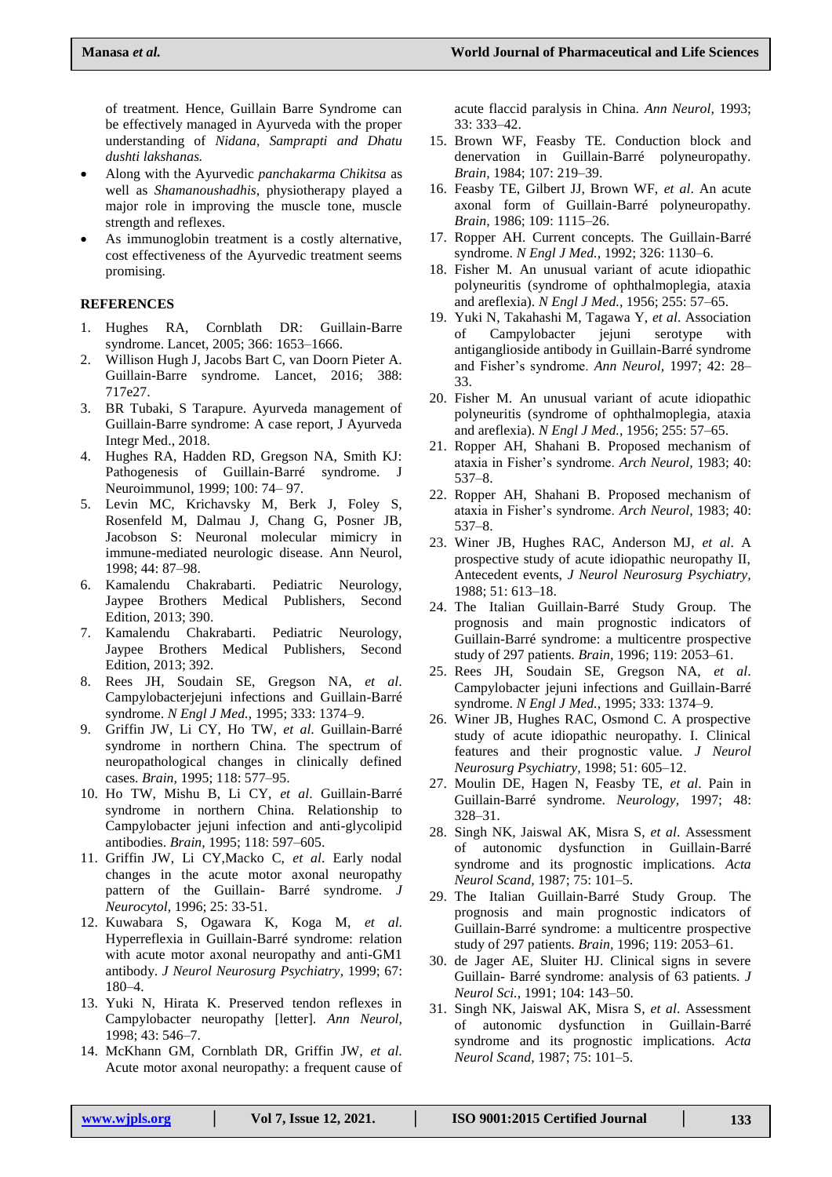of treatment. Hence, Guillain Barre Syndrome can be effectively managed in Ayurveda with the proper understanding of *Nidana, Samprapti and Dhatu dushti lakshanas.*

- Along with the Ayurvedic *panchakarma Chikitsa* as well as *Shamanoushadhis*, physiotherapy played a major role in improving the muscle tone, muscle strength and reflexes.
- As immunoglobin treatment is a costly alternative, cost effectiveness of the Ayurvedic treatment seems promising.

## REFERENCES

1. Hughes RA, Cornblath DR: Guillain-Barre syndrome. Lancet, 2005; 366: 1653–1666.
2. Willison Hugh J, Jacobs Bart C, van Doorn Pieter A. Guillain-Barre syndrome. Lancet, 2016; 388: 717e27.
3. BR Tubaki, S Tarapure. Ayurveda management of Guillain-Barre syndrome: A case report, J Ayurveda Integr Med., 2018.
4. Hughes RA, Hadden RD, Gregson NA, Smith KJ: Pathogenesis of Guillain-Barré syndrome. J Neuroimmunol, 1999; 100: 74– 97.
5. Levin MC, Krichavsky M, Berk J, Foley S, Rosenfeld M, Dalmau J, Chang G, Posner JB, Jacobson S: Neuronal molecular mimicry in immune-mediated neurologic disease. Ann Neurol, 1998; 44: 87–98.
6. Kamalendu Chakrabarti. Pediatric Neurology, Jaypee Brothers Medical Publishers, Second Edition, 2013; 390.
7. Kamalendu Chakrabarti. Pediatric Neurology, Jaypee Brothers Medical Publishers, Second Edition, 2013; 392.
8. Rees JH, Soudain SE, Gregson NA, *et al*. Campylobacterjejuni infections and Guillain-Barré syndrome. *N Engl J Med.,* 1995; 333: 1374–9.
9. Griffin JW, Li CY, Ho TW, *et al.* Guillain-Barré syndrome in northern China. The spectrum of neuropathological changes in clinically defined cases. *Brain,* 1995; 118: 577–95.
10. Ho TW, Mishu B, Li CY, *et al*. Guillain-Barré syndrome in northern China. Relationship to Campylobacter jejuni infection and anti-glycolipid antibodies. *Brain,* 1995; 118: 597–605.
11. Griffin JW, Li CY,Macko C, *et al.* Early nodal changes in the acute motor axonal neuropathy pattern of the Guillain- Barré syndrome. *J Neurocytol,* 1996; 25: 33-51.
12. Kuwabara S, Ogawara K, Koga M, *et al.* Hyperreflexia in Guillain-Barré syndrome: relation with acute motor axonal neuropathy and anti-GM1 antibody. *J Neurol Neurosurg Psychiatry,* 1999; 67: 180–4.
13. Yuki N, Hirata K. Preserved tendon reflexes in Campylobacter neuropathy [letter]. *Ann Neurol,* 1998; 43: 546–7.
14. McKhann GM, Cornblath DR, Griffin JW, *et al.* Acute motor axonal neuropathy: a frequent cause of acute flaccid paralysis in China. *Ann Neurol,* 1993; 33: 333–42.
15. Brown WF, Feasby TE. Conduction block and denervation in Guillain-Barré polyneuropathy. *Brain,* 1984; 107: 219–39.
16. Feasby TE, Gilbert JJ, Brown WF, *et al*. An acute axonal form of Guillain-Barré polyneuropathy. *Brain,* 1986; 109: 1115–26.
17. Ropper AH. Current concepts. The Guillain-Barré syndrome. *N Engl J Med.,* 1992; 326: 1130–6.
18. Fisher M. An unusual variant of acute idiopathic polyneuritis (syndrome of ophthalmoplegia, ataxia and areflexia). *N Engl J Med.,* 1956; 255: 57–65.
19. Yuki N, Takahashi M, Tagawa Y, *et al*. Association of Campylobacter jejuni serotype with antiganglioside antibody in Guillain-Barré syndrome and Fisher's syndrome. *Ann Neurol,* 1997; 42: 28–33.
20. Fisher M. An unusual variant of acute idiopathic polyneuritis (syndrome of ophthalmoplegia, ataxia and areflexia). *N Engl J Med.,* 1956; 255: 57–65.
21. Ropper AH, Shahani B. Proposed mechanism of ataxia in Fisher's syndrome. *Arch Neurol,* 1983; 40: 537–8.
22. Ropper AH, Shahani B. Proposed mechanism of ataxia in Fisher's syndrome. *Arch Neurol,* 1983; 40: 537–8.
23. Winer JB, Hughes RAC, Anderson MJ, *et al*. A prospective study of acute idiopathic neuropathy II, Antecedent events, *J Neurol Neurosurg Psychiatry,* 1988; 51: 613–18.
24. The Italian Guillain-Barré Study Group. The prognosis and main prognostic indicators of Guillain-Barré syndrome: a multicentre prospective study of 297 patients. *Brain,* 1996; 119: 2053–61.
25. Rees JH, Soudain SE, Gregson NA, *et al*. Campylobacter jejuni infections and Guillain-Barré syndrome. *N Engl J Med.,* 1995; 333: 1374–9.
26. Winer JB, Hughes RAC, Osmond C. A prospective study of acute idiopathic neuropathy. I. Clinical features and their prognostic value. *J Neurol Neurosurg Psychiatry,* 1998; 51: 605–12.
27. Moulin DE, Hagen N, Feasby TE, *et al*. Pain in Guillain-Barré syndrome. *Neurology,* 1997; 48: 328–31.
28. Singh NK, Jaiswal AK, Misra S, *et al*. Assessment of autonomic dysfunction in Guillain-Barré syndrome and its prognostic implications. *Acta Neurol Scand,* 1987; 75: 101–5.
29. The Italian Guillain-Barré Study Group. The prognosis and main prognostic indicators of Guillain-Barré syndrome: a multicentre prospective study of 297 patients. *Brain,* 1996; 119: 2053–61.
30. de Jager AE, Sluiter HJ. Clinical signs in severe Guillain- Barré syndrome: analysis of 63 patients. *J Neurol Sci.,* 1991; 104: 143–50.
31. Singh NK, Jaiswal AK, Misra S, *et al*. Assessment of autonomic dysfunction in Guillain-Barré syndrome and its prognostic implications. *Acta Neurol Scand,* 1987; 75: 101–5.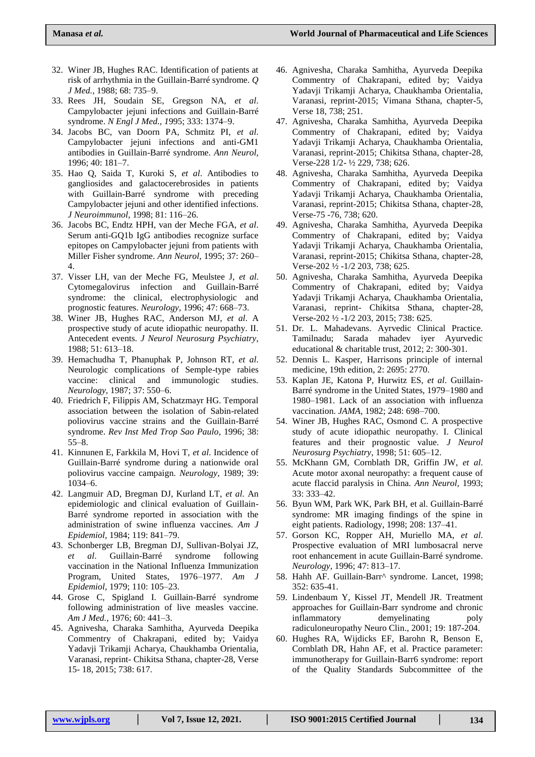32. Winer JB, Hughes RAC. Identification of patients at risk of arrhythmia in the Guillain-Barré syndrome. *Q J Med.,* 1988; 68: 735–9.
33. Rees JH, Soudain SE, Gregson NA, *et al*. Campylobacter jejuni infections and Guillain-Barré syndrome. *N Engl J Med., 1*995; 333: 1374–9.
34. Jacobs BC, van Doorn PA, Schmitz PI, *et al.* Campylobacter jejuni infections and anti-GM1 antibodies in Guillain-Barré syndrome. *Ann Neurol,* 1996; 40: 181–7.
35. Hao Q, Saida T, Kuroki S, *et al*. Antibodies to gangliosides and galactocerebrosides in patients with Guillain-Barré syndrome with preceding Campylobacter jejuni and other identified infections. *J Neuroimmunol,* 1998; 81: 116–26.
36. Jacobs BC, Endtz HPH, van der Meche FGA, *et al*. Serum anti-GQ1b IgG antibodies recognize surface epitopes on Campylobacter jejuni from patients with Miller Fisher syndrome. *Ann Neurol,* 1995; 37: 260–4.
37. Visser LH, van der Meche FG, Meulstee J, *et al.* Cytomegalovirus infection and Guillain-Barré syndrome: the clinical, electrophysiologic and prognostic features. *Neurology,* 1996; 47: 668–73.
38. Winer JB, Hughes RAC, Anderson MJ, *et al*. A prospective study of acute idiopathic neuropathy. II. Antecedent events. *J Neurol Neurosurg Psychiatry,* 1988; 51: 613–18.
39. Hemachudha T, Phanuphak P, Johnson RT, *et al.* Neurologic complications of Semple-type rabies vaccine: clinical and immunologic studies. *Neurology,* 1987; 37: 550–6.
40. Friedrich F, Filippis AM, Schatzmayr HG. Temporal association between the isolation of Sabin-related poliovirus vaccine strains and the Guillain-Barré syndrome. *Rev Inst Med Trop Sao Paulo,* 1996; 38: 55–8.
41. Kinnunen E, Farkkila M, Hovi T, *et al.* Incidence of Guillain-Barré syndrome during a nationwide oral poliovirus vaccine campaign. *Neurology,* 1989; 39: 1034–6.
42. Langmuir AD, Bregman DJ, Kurland LT, *et al.* An epidemiologic and clinical evaluation of Guillain-Barré syndrome reported in association with the administration of swine influenza vaccines. *Am J Epidemiol,* 1984; 119: 841–79.
43. Schonberger LB, Bregman DJ, Sullivan-Bolyai JZ, *et al*. Guillain-Barré syndrome following vaccination in the National Influenza Immunization Program, United States, 1976–1977. *Am J Epidemiol,* 1979; 110: 105–23.
44. Grose C, Spigland I. Guillain-Barré syndrome following administration of live measles vaccine. *Am J Med.,* 1976; 60: 441–3.
45. Agnivesha, Charaka Samhitha, Ayurveda Deepika Commentry of Chakrapani, edited by; Vaidya Yadavji Trikamji Acharya, Chaukhamba Orientalia, Varanasi, reprint- Chikitsa Sthana, chapter-28, Verse 15- 18, 2015; 738: 617.
46. Agnivesha, Charaka Samhitha, Ayurveda Deepika Commentry of Chakrapani, edited by; Vaidya Yadavji Trikamji Acharya, Chaukhamba Orientalia, Varanasi, reprint-2015; Vimana Sthana, chapter-5, Verse 18, 738; 251.
47. Agnivesha, Charaka Samhitha, Ayurveda Deepika Commentry of Chakrapani, edited by; Vaidya Yadavji Trikamji Acharya, Chaukhamba Orientalia, Varanasi, reprint-2015; Chikitsa Sthana, chapter-28, Verse-228 1/2- ½ 229, 738; 626.
48. Agnivesha, Charaka Samhitha, Ayurveda Deepika Commentry of Chakrapani, edited by; Vaidya Yadavji Trikamji Acharya, Chaukhamba Orientalia, Varanasi, reprint-2015; Chikitsa Sthana, chapter-28, Verse-75 -76, 738; 620.
49. Agnivesha, Charaka Samhitha, Ayurveda Deepika Commentry of Chakrapani, edited by; Vaidya Yadavji Trikamji Acharya, Chaukhamba Orientalia, Varanasi, reprint-2015; Chikitsa Sthana, chapter-28, Verse-202 ½ -1/2 203, 738; 625.
50. Agnivesha, Charaka Samhitha, Ayurveda Deepika Commentry of Chakrapani, edited by; Vaidya Yadavji Trikamji Acharya, Chaukhamba Orientalia, Varanasi, reprint- Chikitsa Sthana, chapter-28, Verse-202 ½ -1/2 203, 2015; 738: 625.
51. Dr. L. Mahadevans. Ayrvedic Clinical Practice. Tamilnadu; Sarada mahadev iyer Ayurvedic educational & charitable trust, 2012; 2: 300-301.
52. Dennis L. Kasper, Harrisons principle of internal medicine, 19th edition, 2: 2695: 2770.
53. Kaplan JE, Katona P, Hurwitz ES, *et al*. Guillain-Barré syndrome in the United States, 1979–1980 and 1980–1981. Lack of an association with influenza vaccination. *JAMA,* 1982; 248: 698–700.
54. Winer JB, Hughes RAC, Osmond C. A prospective study of acute idiopathic neuropathy. I. Clinical features and their prognostic value. *J Neurol Neurosurg Psychiatry,* 1998; 51: 605–12.
55. McKhann GM, Cornblath DR, Griffin JW, *et al.* Acute motor axonal neuropathy: a frequent cause of acute flaccid paralysis in China. *Ann Neurol,* 1993; 33: 333–42.
56. Byun WM, Park WK, Park BH, et al. Guillain-Barré syndrome: MR imaging findings of the spine in eight patients. Radiology, 1998; 208: 137–41.
57. Gorson KC, Ropper AH, Muriello MA, *et al.* Prospective evaluation of MRI lumbosacral nerve root enhancement in acute Guillain-Barré syndrome. *Neurology,* 1996; 47: 813–17.
58. Hahh AF. Guillain-Barr^ syndrome. Lancet, 1998; 352: 635-41.
59. Lindenbaum Y, Kissel JT, Mendell JR. Treatment approaches for Guillain-Barr syndrome and chronic inflammatory demyelinating poly radiculoneuropathy Neuro Clin., 2001; 19: 187-204.
60. Hughes RA, Wijdicks EF, Barohn R, Benson E, Cornblath DR, Hahn AF, et al. Practice parameter: immunotherapy for Guillain-Barr6 syndrome: report of the Quality Standards Subcommittee of the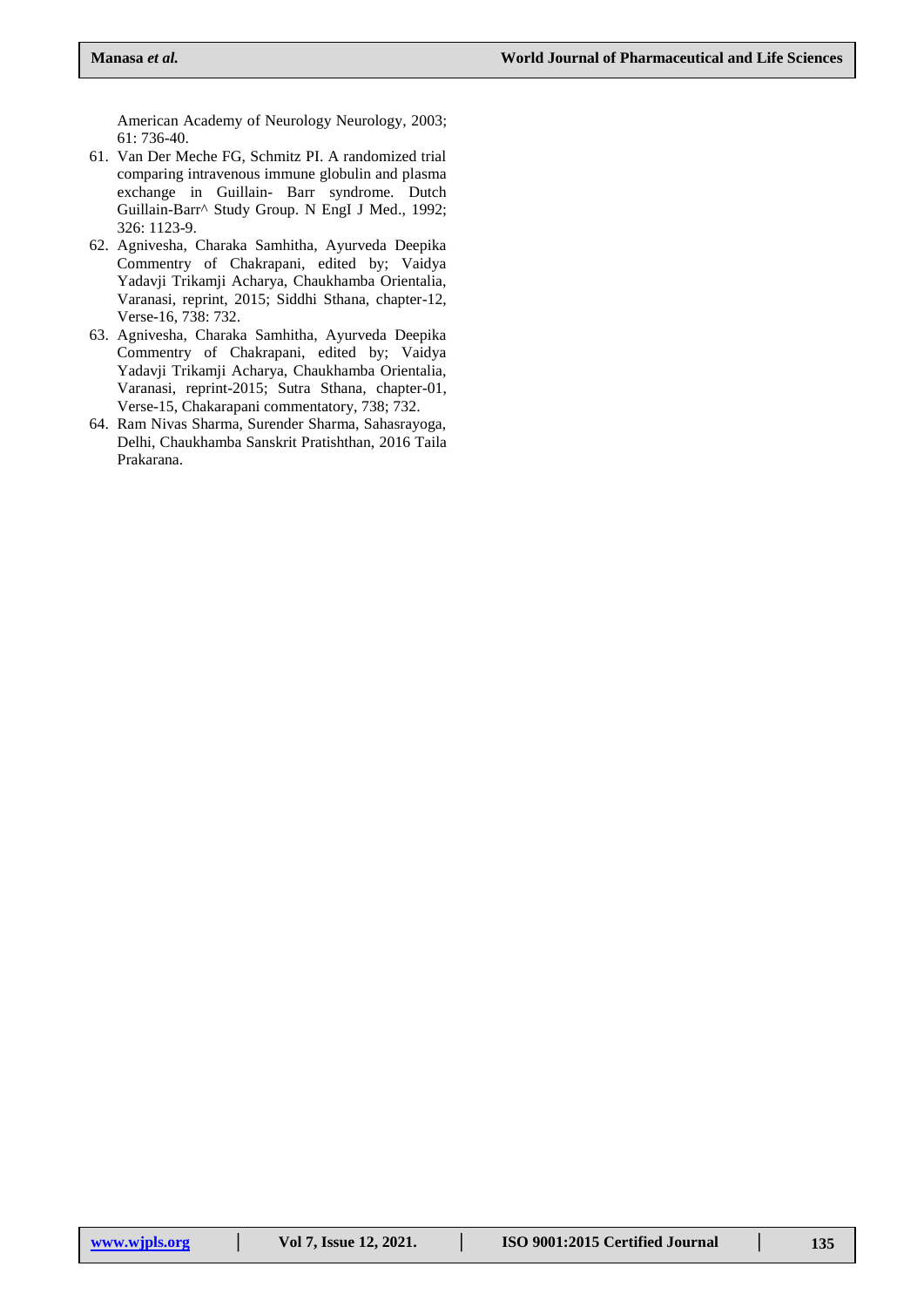American Academy of Neurology Neurology, 2003; 61: 736-40.

61. Van Der Meche FG, Schmitz PI. A randomized trial comparing intravenous immune globulin and plasma exchange in Guillain- Barr syndrome. Dutch Guillain-Barr^ Study Group. N EngI J Med., 1992; 326: 1123-9.
62. Agnivesha, Charaka Samhitha, Ayurveda Deepika Commentry of Chakrapani, edited by; Vaidya Yadavji Trikamji Acharya, Chaukhamba Orientalia, Varanasi, reprint, 2015; Siddhi Sthana, chapter-12, Verse-16, 738: 732.
63. Agnivesha, Charaka Samhitha, Ayurveda Deepika Commentry of Chakrapani, edited by; Vaidya Yadavji Trikamji Acharya, Chaukhamba Orientalia, Varanasi, reprint-2015; Sutra Sthana, chapter-01, Verse-15, Chakarapani commentatory, 738; 732.
64. Ram Nivas Sharma, Surender Sharma, Sahasrayoga, Delhi, Chaukhamba Sanskrit Pratishthan, 2016 Taila Prakarana.